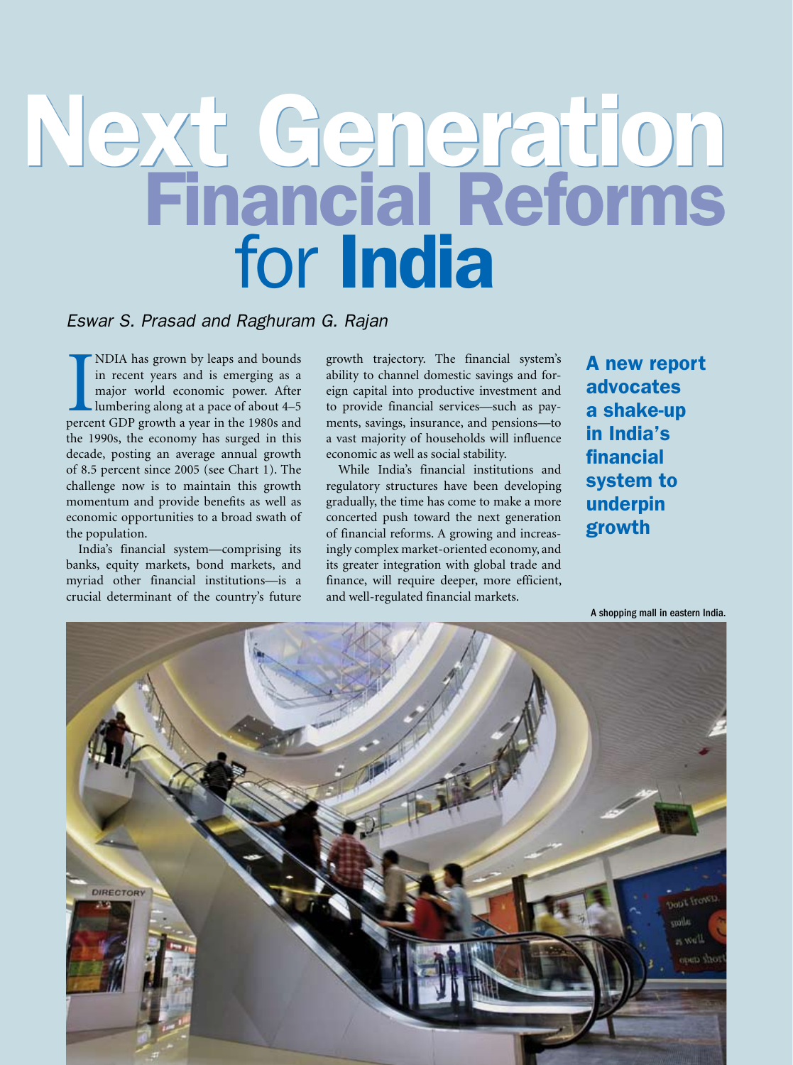# Next Generation Financial Reforms for India

*Eswar S. Prasad and Raghuram G. Rajan*

**A new report advocates a shake-up in India's financial system to underpin growth**

INDIA has grown by leaps and bounds in recent years and is emerging as a major world economic power. After lumbering along at a pace of about 4–5 percent GDP growth a year in the 1980s and the 1990s, the economy has surged in this decade, posting an average annual growth of 8.5 percent since 2005 (see Chart 1). The challenge now is to maintain this growth momentum and provide benefits as well as economic opportunities to a broad swath of the population.

India's financial system—comprising its banks, equity markets, bond markets, and myriad other financial institutions—is a crucial determinant of the country's future growth trajectory. The financial system's ability to channel domestic savings and foreign capital into productive investment and to provide financial services—such as payments, savings, insurance, and pensions—to a vast majority of households will influence economic as well as social stability.

While India's financial institutions and regulatory structures have been developing gradually, the time has come to make a more concerted push toward the next generation of financial reforms. A growing and increasingly complex market-oriented economy, and its greater integration with global trade and finance, will require deeper, more efficient, and well-regulated financial markets.

A shopping mall in eastern India.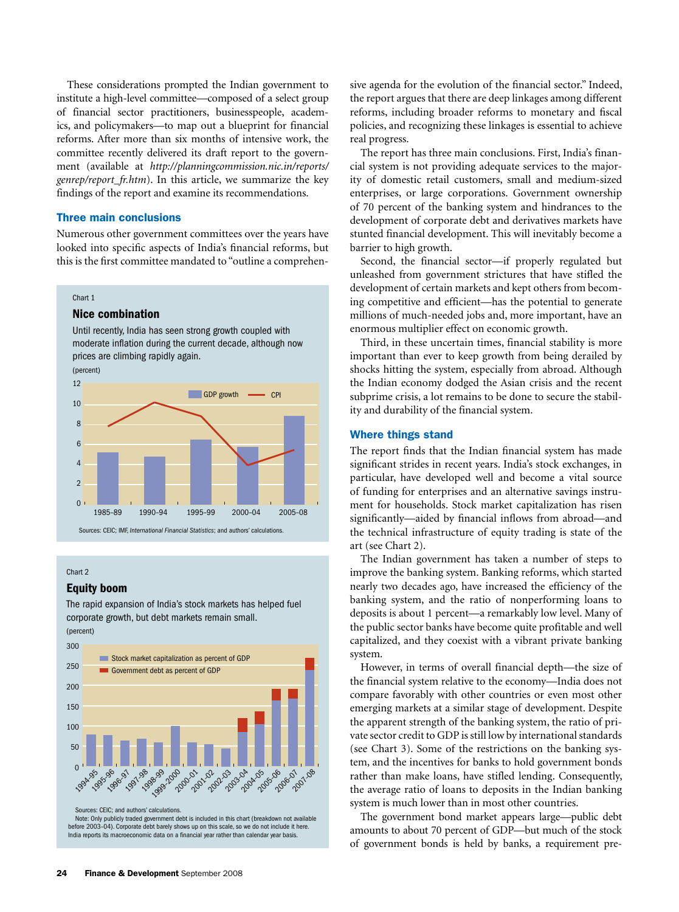These considerations prompted the Indian government to institute a high-level committee—composed of a select group of financial sector practitioners, businesspeople, academics, and policymakers—to map out a blueprint for financial reforms. After more than six months of intensive work, the committee recently delivered its draft report to the government (available at *http://planningcommission.nic.in/reports/genrep/report_fr.htm*). In this article, we summarize the key findings of the report and examine its recommendations.

## Three main conclusions

Numerous other government committees over the years have looked into specific aspects of India's financial reforms, but this is the first committee mandated to "outline a comprehensive agenda for the evolution of the financial sector." Indeed, the report argues that there are deep linkages among different reforms, including broader reforms to monetary and fiscal policies, and recognizing these linkages is essential to achieve real progress.

The report has three main conclusions. First, India's financial system is not providing adequate services to the majority of domestic retail customers, small and medium-sized enterprises, or large corporations. Government ownership of 70 percent of the banking system and hindrances to the development of corporate debt and derivatives markets have stunted financial development. This will inevitably become a barrier to high growth.

Second, the financial sector—if properly regulated but unleashed from government strictures that have stifled the development of certain markets and kept others from becoming competitive and efficient—has the potential to generate millions of much-needed jobs and, more important, have an enormous multiplier effect on economic growth.

Third, in these uncertain times, financial stability is more important than ever to keep growth from being derailed by shocks hitting the system, especially from abroad. Although the Indian economy dodged the Asian crisis and the recent subprime crisis, a lot remains to be done to secure the stability and durability of the financial system.

Chart 1

**Nice combination**

Until recently, India has seen strong growth coupled with moderate inflation during the current decade, although now prices are climbing rapidly again.

(percent)

| Period | GDP growth | CPI |
|---|---|---|
| 1985–89 | 5.2 | 7.9 |
| 1990–94 | 4.8 | 10.2 |
| 1995–99 | 6.5 | 8.9 |
| 2000–04 | 5.8 | 4.0 |
| 2005–08 | 8.9 | 5.5 |

Sources: CEIC; IMF, *International Financial Statistics*; and authors' calculations.

Chart 2

**Equity boom**

The rapid expansion of India's stock markets has helped fuel corporate growth, but debt markets remain small.

(percent)

Legend: Stock market capitalization as percent of GDP; Government debt as percent of GDP

Years shown: 1994-95 through 2007-08

Sources: CEIC; and authors' calculations.

Note: Only publicly traded government debt is included in this chart (breakdown not available before 2003-04). Corporate debt barely shows up on this scale, so we do not include it here. India reports its macroeconomic data on a financial year rather than calendar year basis.

## Where things stand

The report finds that the Indian financial system has made significant strides in recent years. India's stock exchanges, in particular, have developed well and become a vital source of funding for enterprises and an alternative savings instrument for households. Stock market capitalization has risen significantly—aided by financial inflows from abroad—and the technical infrastructure of equity trading is state of the art (see Chart 2).

The Indian government has taken a number of steps to improve the banking system. Banking reforms, which started nearly two decades ago, have increased the efficiency of the banking system, and the ratio of nonperforming loans to deposits is about 1 percent—a remarkably low level. Many of the public sector banks have become quite profitable and well capitalized, and they coexist with a vibrant private banking system.

However, in terms of overall financial depth—the size of the financial system relative to the economy—India does not compare favorably with other countries or even most other emerging markets at a similar stage of development. Despite the apparent strength of the banking system, the ratio of private sector credit to GDP is still low by international standards (see Chart 3). Some of the restrictions on the banking system, and the incentives for banks to hold government bonds rather than make loans, have stifled lending. Consequently, the average ratio of loans to deposits in the Indian banking system is much lower than in most other countries.

The government bond market appears large—public debt amounts to about 70 percent of GDP—but much of the stock of government bonds is held by banks, a requirement pre-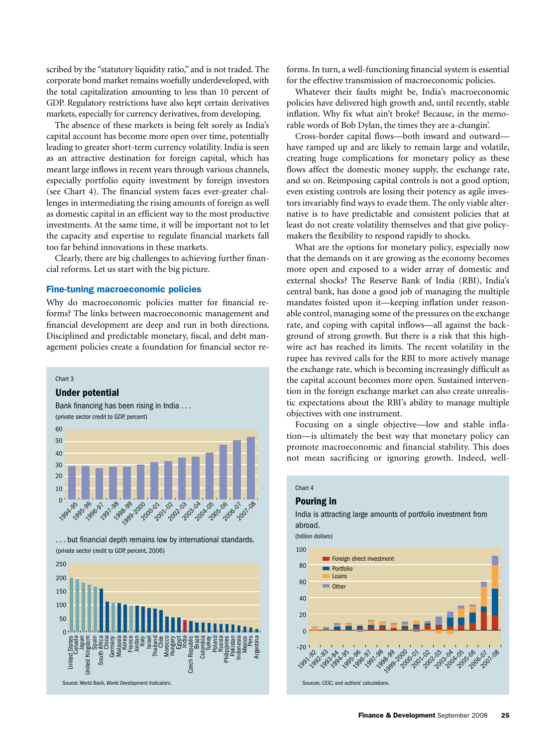scribed by the "statutory liquidity ratio," and is not traded. The corporate bond market remains woefully underdeveloped, with the total capitalization amounting to less than 10 percent of GDP. Regulatory restrictions have also kept certain derivatives markets, especially for currency derivatives, from developing.

The absence of these markets is being felt sorely as India's capital account has become more open over time, potentially leading to greater short-term currency volatility. India is seen as an attractive destination for foreign capital, which has meant large inflows in recent years through various channels, especially portfolio equity investment by foreign investors (see Chart 4). The financial system faces ever-greater challenges in intermediating the rising amounts of foreign as well as domestic capital in an efficient way to the most productive investments. At the same time, it will be important not to let the capacity and expertise to regulate financial markets fall too far behind innovations in these markets.

Clearly, there are big challenges to achieving further financial reforms. Let us start with the big picture.

### Fine-tuning macroeconomic policies

Why do macroeconomic policies matter for financial reforms? The links between macroeconomic management and financial development are deep and run in both directions. Disciplined and predictable monetary, fiscal, and debt management policies create a foundation for financial sector reforms. In turn, a well-functioning financial system is essential for the effective transmission of macroeconomic policies.

Whatever their faults might be, India's macroeconomic policies have delivered high growth and, until recently, stable inflation. Why fix what ain't broke? Because, in the memorable words of Bob Dylan, the times they are a-changin'.

Cross-border capital flows—both inward and outward—have ramped up and are likely to remain large and volatile, creating huge complications for monetary policy as these flows affect the domestic money supply, the exchange rate, and so on. Reimposing capital controls is not a good option; even existing controls are losing their potency as agile investors invariably find ways to evade them. The only viable alternative is to have predictable and consistent policies that at least do not create volatility themselves and that give policymakers the flexibility to respond rapidly to shocks.

What are the options for monetary policy, especially now that the demands on it are growing as the economy becomes more open and exposed to a wider array of domestic and external shocks? The Reserve Bank of India (RBI), India's central bank, has done a good job of managing the multiple mandates foisted upon it—keeping inflation under reasonable control, managing some of the pressures on the exchange rate, and coping with capital inflows—all against the background of strong growth. But there is a risk that this high-wire act has reached its limits. The recent volatility in the rupee has revived calls for the RBI to more actively manage the exchange rate, which is becoming increasingly difficult as the capital account becomes more open. Sustained intervention in the foreign exchange market can also create unrealistic expectations about the RBI's ability to manage multiple objectives with one instrument.

Focusing on a single objective—low and stable inflation—is ultimately the best way that monetary policy can promote macroeconomic and financial stability. This does not mean sacrificing or ignoring growth. Indeed, well-

Chart 3

**Under potential**

Bank financing has been rising in India . . .
(private sector credit to GDP, percent)

. . . but financial depth remains low by international standards.
(private sector credit to GDP, percent, 2006)

Source: World Bank, *World Development Indicators*.

Chart 4

**Pouring in**

India is attracting large amounts of portfolio investment from abroad.
(billion dollars)

Sources: CEIC; and authors' calculations.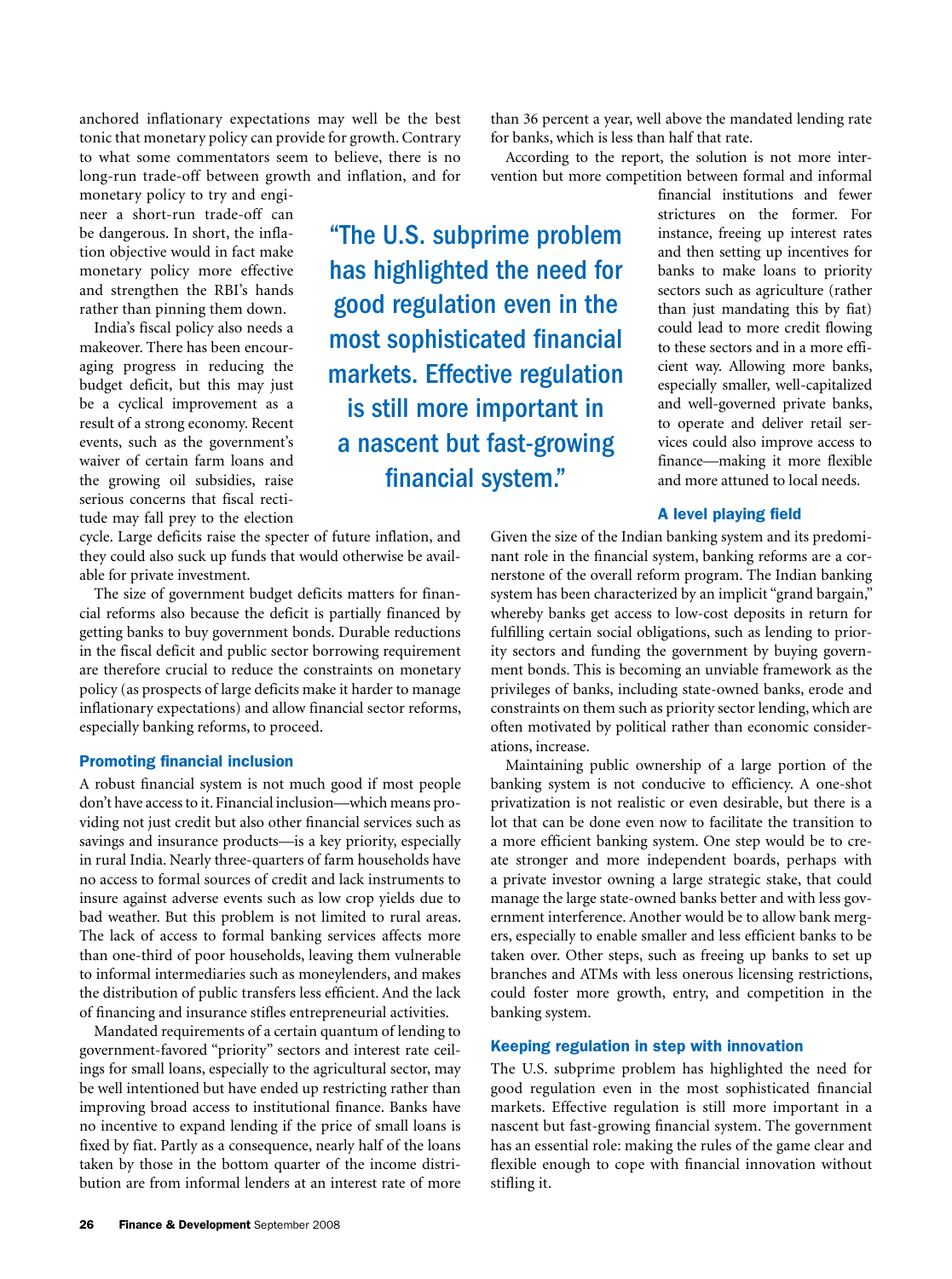anchored inflationary expectations may well be the best tonic that monetary policy can provide for growth. Contrary to what some commentators seem to believe, there is no long-run trade-off between growth and inflation, and for monetary policy to try and engineer a short-run trade-off can be dangerous. In short, the inflation objective would in fact make monetary policy more effective and strengthen the RBI's hands rather than pinning them down.

India's fiscal policy also needs a makeover. There has been encouraging progress in reducing the budget deficit, but this may just be a cyclical improvement as a result of a strong economy. Recent events, such as the government's waiver of certain farm loans and the growing oil subsidies, raise serious concerns that fiscal rectitude may fall prey to the election cycle. Large deficits raise the specter of future inflation, and they could also suck up funds that would otherwise be available for private investment.

The size of government budget deficits matters for financial reforms also because the deficit is partially financed by getting banks to buy government bonds. Durable reductions in the fiscal deficit and public sector borrowing requirement are therefore crucial to reduce the constraints on monetary policy (as prospects of large deficits make it harder to manage inflationary expectations) and allow financial sector reforms, especially banking reforms, to proceed.

### Promoting financial inclusion

A robust financial system is not much good if most people don't have access to it. Financial inclusion—which means providing not just credit but also other financial services such as savings and insurance products—is a key priority, especially in rural India. Nearly three-quarters of farm households have no access to formal sources of credit and lack instruments to insure against adverse events such as low crop yields due to bad weather. But this problem is not limited to rural areas. The lack of access to formal banking services affects more than one-third of poor households, leaving them vulnerable to informal intermediaries such as moneylenders, and makes the distribution of public transfers less efficient. And the lack of financing and insurance stifles entrepreneurial activities.

Mandated requirements of a certain quantum of lending to government-favored "priority" sectors and interest rate ceilings for small loans, especially to the agricultural sector, may be well intentioned but have ended up restricting rather than improving broad access to institutional finance. Banks have no incentive to expand lending if the price of small loans is fixed by fiat. Partly as a consequence, nearly half of the loans taken by those in the bottom quarter of the income distribution are from informal lenders at an interest rate of more than 36 percent a year, well above the mandated lending rate for banks, which is less than half that rate.

According to the report, the solution is not more intervention but more competition between formal and informal financial institutions and fewer strictures on the former. For instance, freeing up interest rates and then setting up incentives for banks to make loans to priority sectors such as agriculture (rather than just mandating this by fiat) could lead to more credit flowing to these sectors and in a more efficient way. Allowing more banks, especially smaller, well-capitalized and well-governed private banks, to operate and deliver retail services could also improve access to finance—making it more flexible and more attuned to local needs.

> "The U.S. subprime problem has highlighted the need for good regulation even in the most sophisticated financial markets. Effective regulation is still more important in a nascent but fast-growing financial system."

### A level playing field

Given the size of the Indian banking system and its predominant role in the financial system, banking reforms are a cornerstone of the overall reform program. The Indian banking system has been characterized by an implicit "grand bargain," whereby banks get access to low-cost deposits in return for fulfilling certain social obligations, such as lending to priority sectors and funding the government by buying government bonds. This is becoming an unviable framework as the privileges of banks, including state-owned banks, erode and constraints on them such as priority sector lending, which are often motivated by political rather than economic considerations, increase.

Maintaining public ownership of a large portion of the banking system is not conducive to efficiency. A one-shot privatization is not realistic or even desirable, but there is a lot that can be done even now to facilitate the transition to a more efficient banking system. One step would be to create stronger and more independent boards, perhaps with a private investor owning a large strategic stake, that could manage the large state-owned banks better and with less government interference. Another would be to allow bank mergers, especially to enable smaller and less efficient banks to be taken over. Other steps, such as freeing up banks to set up branches and ATMs with less onerous licensing restrictions, could foster more growth, entry, and competition in the banking system.

### Keeping regulation in step with innovation

The U.S. subprime problem has highlighted the need for good regulation even in the most sophisticated financial markets. Effective regulation is still more important in a nascent but fast-growing financial system. The government has an essential role: making the rules of the game clear and flexible enough to cope with financial innovation without stifling it.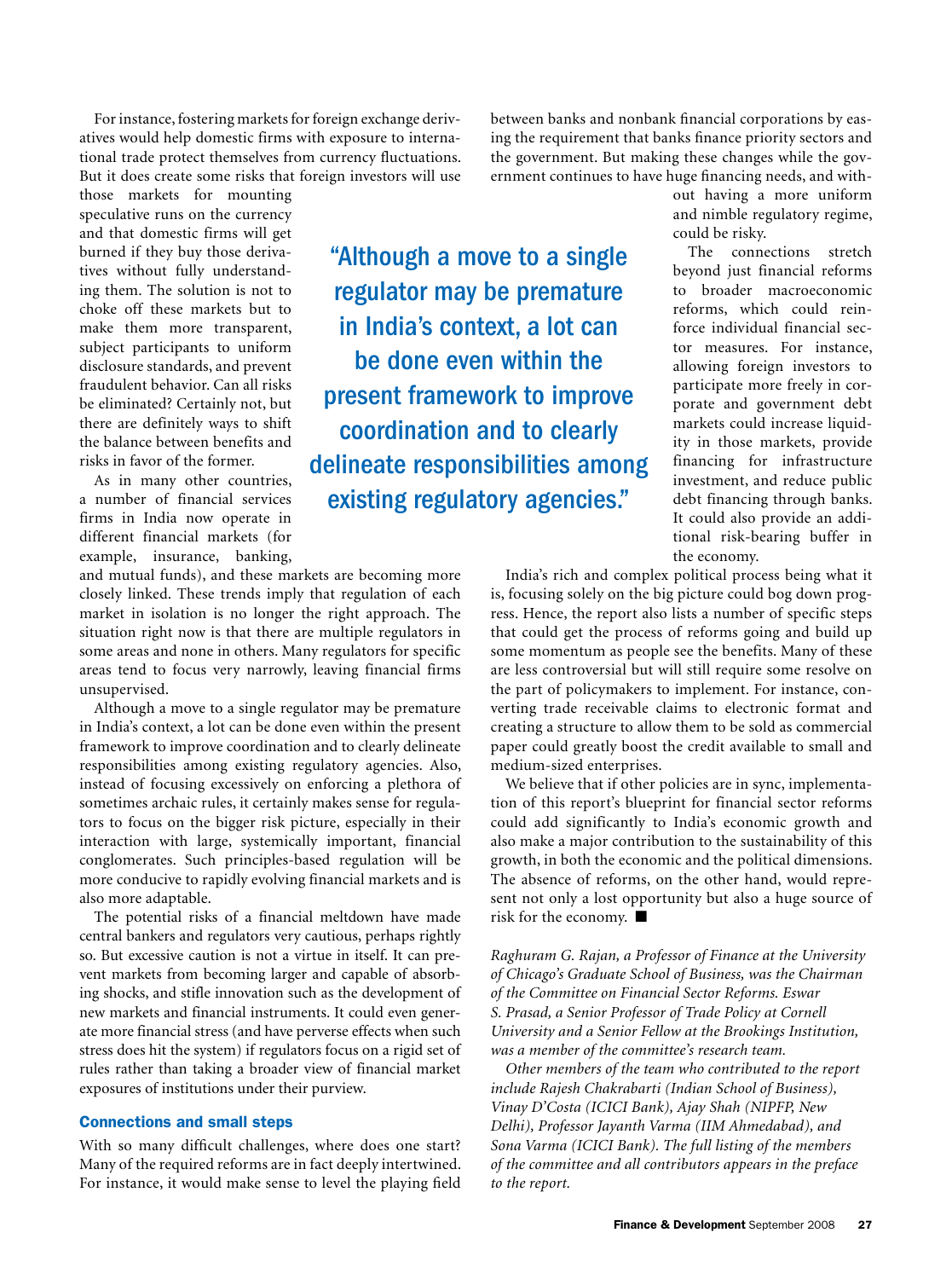For instance, fostering markets for foreign exchange derivatives would help domestic firms with exposure to international trade protect themselves from currency fluctuations. But it does create some risks that foreign investors will use those markets for mounting speculative runs on the currency and that domestic firms will get burned if they buy those derivatives without fully understanding them. The solution is not to choke off these markets but to make them more transparent, subject participants to uniform disclosure standards, and prevent fraudulent behavior. Can all risks be eliminated? Certainly not, but there are definitely ways to shift the balance between benefits and risks in favor of the former.

As in many other countries, a number of financial services firms in India now operate in different financial markets (for example, insurance, banking, and mutual funds), and these markets are becoming more closely linked. These trends imply that regulation of each market in isolation is no longer the right approach. The situation right now is that there are multiple regulators in some areas and none in others. Many regulators for specific areas tend to focus very narrowly, leaving financial firms unsupervised.

> "Although a move to a single regulator may be premature in India's context, a lot can be done even within the present framework to improve coordination and to clearly delineate responsibilities among existing regulatory agencies."

Although a move to a single regulator may be premature in India's context, a lot can be done even within the present framework to improve coordination and to clearly delineate responsibilities among existing regulatory agencies. Also, instead of focusing excessively on enforcing a plethora of sometimes archaic rules, it certainly makes sense for regulators to focus on the bigger risk picture, especially in their interaction with large, systemically important, financial conglomerates. Such principles-based regulation will be more conducive to rapidly evolving financial markets and is also more adaptable.

The potential risks of a financial meltdown have made central bankers and regulators very cautious, perhaps rightly so. But excessive caution is not a virtue in itself. It can prevent markets from becoming larger and capable of absorbing shocks, and stifle innovation such as the development of new markets and financial instruments. It could even generate more financial stress (and have perverse effects when such stress does hit the system) if regulators focus on a rigid set of rules rather than taking a broader view of financial market exposures of institutions under their purview.

### Connections and small steps

With so many difficult challenges, where does one start? Many of the required reforms are in fact deeply intertwined. For instance, it would make sense to level the playing field between banks and nonbank financial corporations by easing the requirement that banks finance priority sectors and the government. But making these changes while the government continues to have huge financing needs, and without having a more uniform and nimble regulatory regime, could be risky.

The connections stretch beyond just financial reforms to broader macroeconomic reforms, which could reinforce individual financial sector measures. For instance, allowing foreign investors to participate more freely in corporate and government debt markets could increase liquidity in those markets, provide financing for infrastructure investment, and reduce public debt financing through banks. It could also provide an additional risk-bearing buffer in the economy.

India's rich and complex political process being what it is, focusing solely on the big picture could bog down progress. Hence, the report also lists a number of specific steps that could get the process of reforms going and build up some momentum as people see the benefits. Many of these are less controversial but will still require some resolve on the part of policymakers to implement. For instance, converting trade receivable claims to electronic format and creating a structure to allow them to be sold as commercial paper could greatly boost the credit available to small and medium-sized enterprises.

We believe that if other policies are in sync, implementation of this report's blueprint for financial sector reforms could add significantly to India's economic growth and also make a major contribution to the sustainability of this growth, in both the economic and the political dimensions. The absence of reforms, on the other hand, would represent not only a lost opportunity but also a huge source of risk for the economy. ■

*Raghuram G. Rajan, a Professor of Finance at the University of Chicago's Graduate School of Business, was the Chairman of the Committee on Financial Sector Reforms. Eswar S. Prasad, a Senior Professor of Trade Policy at Cornell University and a Senior Fellow at the Brookings Institution, was a member of the committee's research team.*

*Other members of the team who contributed to the report include Rajesh Chakrabarti (Indian School of Business), Vinay D'Costa (ICICI Bank), Ajay Shah (NIPFP, New Delhi), Professor Jayanth Varma (IIM Ahmedabad), and Sona Varma (ICICI Bank). The full listing of the members of the committee and all contributors appears in the preface to the report.*